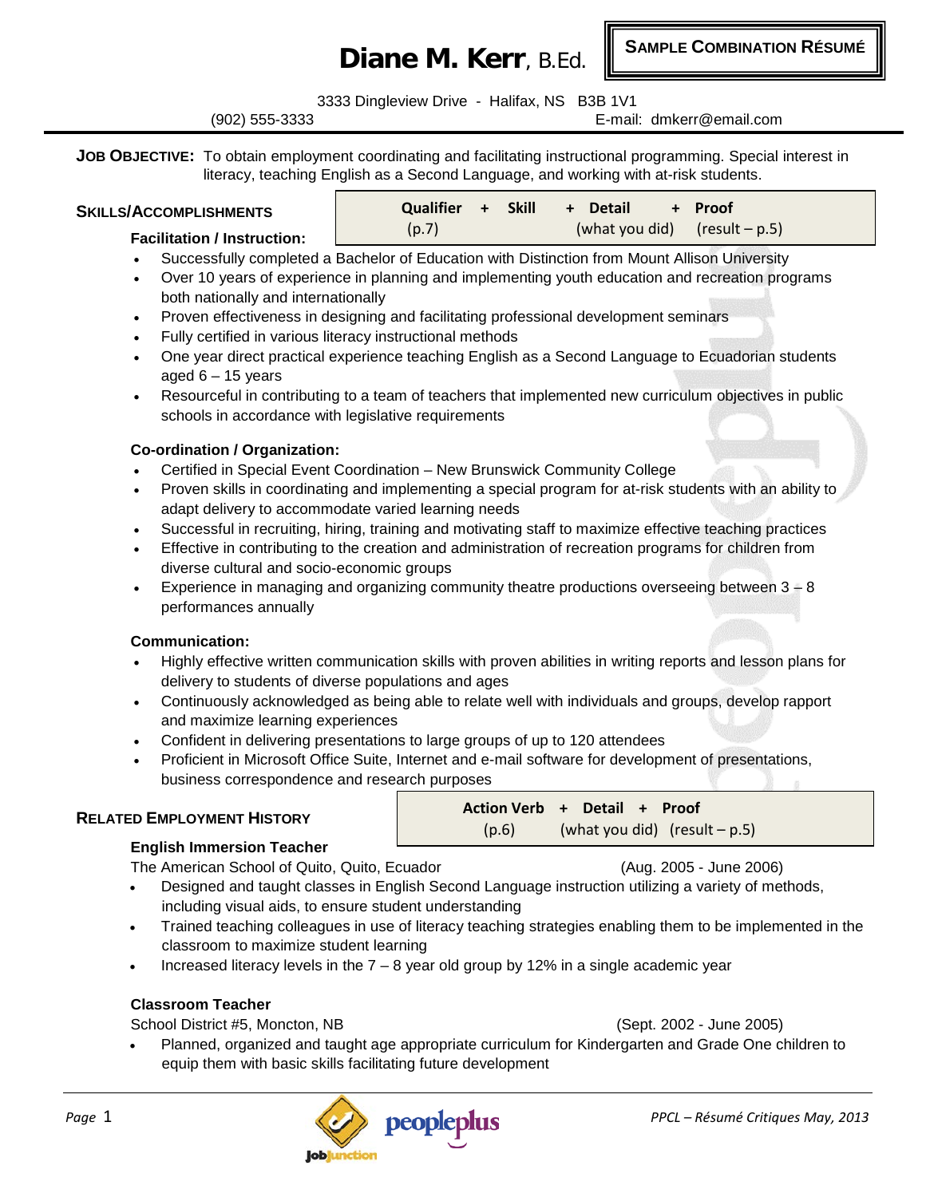# Diane M. Kerr, B.Ed.

**SAMPLE COMBINATION RÉSUMÉ**

3333 Dingleview Drive - Halifax, NS B3B 1V1

(902) 555-3333 E-mail: dmkerr@email.com

**JOB OBJECTIVE:** To obtain employment coordinating and facilitating instructional programming. Special interest in literacy, teaching English as a Second Language, and working with at-risk students.

## SKILLS/ACCOMPLISHMENTS

| Qualifier + | Skill | + Detail | + Proof |
|---|---|---|---|
| (p.7) | | (what you did) | (result – p.5) |

### Facilitation / Instruction:

- Successfully completed a Bachelor of Education with Distinction from Mount Allison University
- Over 10 years of experience in planning and implementing youth education and recreation programs both nationally and internationally
- Proven effectiveness in designing and facilitating professional development seminars
- Fully certified in various literacy instructional methods
- One year direct practical experience teaching English as a Second Language to Ecuadorian students aged 6 – 15 years
- Resourceful in contributing to a team of teachers that implemented new curriculum objectives in public schools in accordance with legislative requirements

### Co-ordination / Organization:

- Certified in Special Event Coordination – New Brunswick Community College
- Proven skills in coordinating and implementing a special program for at-risk students with an ability to adapt delivery to accommodate varied learning needs
- Successful in recruiting, hiring, training and motivating staff to maximize effective teaching practices
- Effective in contributing to the creation and administration of recreation programs for children from diverse cultural and socio-economic groups
- Experience in managing and organizing community theatre productions overseeing between 3 – 8 performances annually

### Communication:

- Highly effective written communication skills with proven abilities in writing reports and lesson plans for delivery to students of diverse populations and ages
- Continuously acknowledged as being able to relate well with individuals and groups, develop rapport and maximize learning experiences
- Confident in delivering presentations to large groups of up to 120 attendees
- Proficient in Microsoft Office Suite, Internet and e-mail software for development of presentations, business correspondence and research purposes

## RELATED EMPLOYMENT HISTORY

| Action Verb + | Detail + | Proof |
|---|---|---|
| (p.6) | (what you did) | (result – p.5) |

### English Immersion Teacher

The American School of Quito, Quito, Ecuador (Aug. 2005 - June 2006)

- Designed and taught classes in English Second Language instruction utilizing a variety of methods, including visual aids, to ensure student understanding
- Trained teaching colleagues in use of literacy teaching strategies enabling them to be implemented in the classroom to maximize student learning
- Increased literacy levels in the 7 – 8 year old group by 12% in a single academic year

### Classroom Teacher

School District #5, Moncton, NB (Sept. 2002 - June 2005)

- Planned, organized and taught age appropriate curriculum for Kindergarten and Grade One children to equip them with basic skills facilitating future development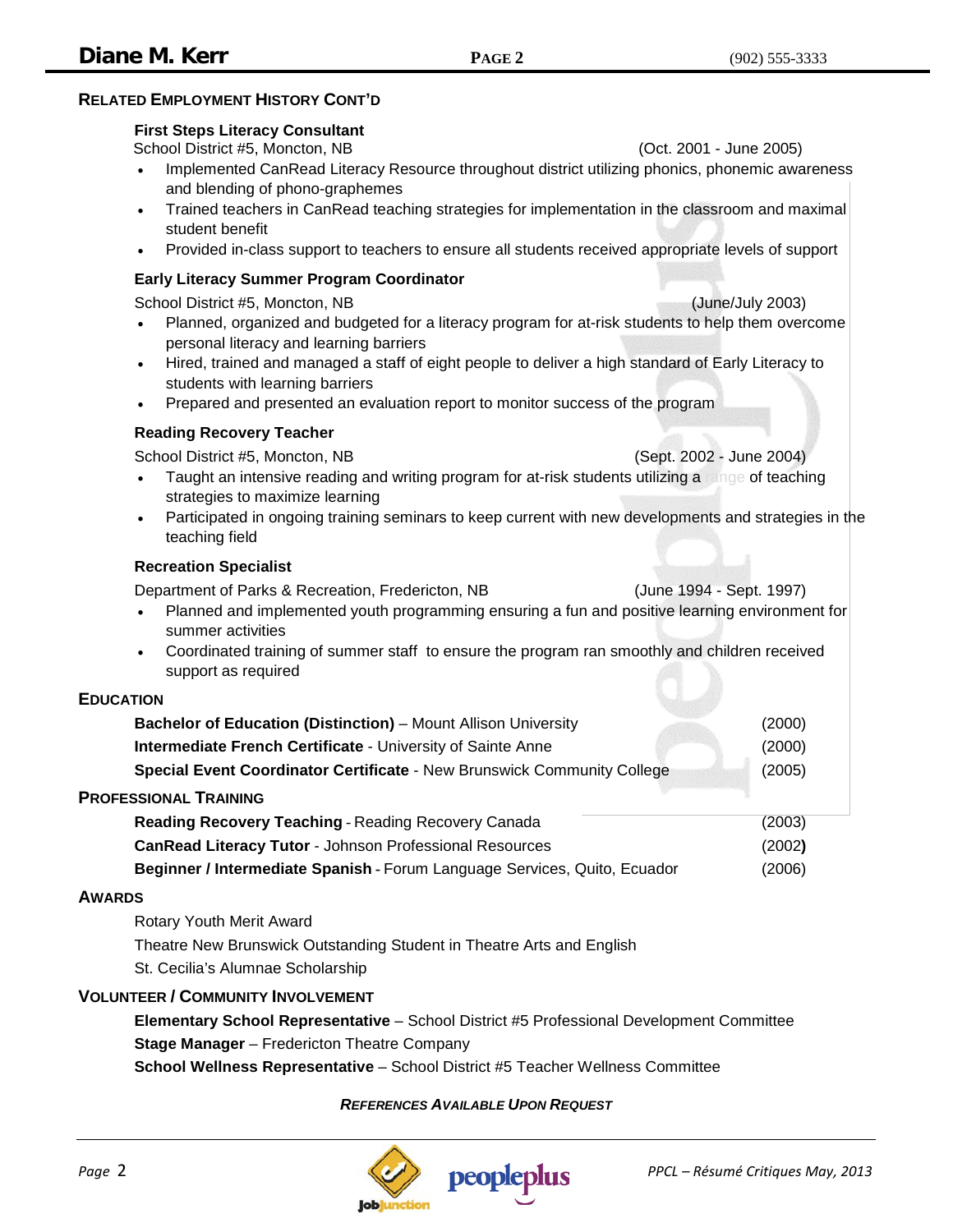## Related Employment History Cont'd

### First Steps Literacy Consultant

School District #5, Moncton, NB (Oct. 2001 - June 2005)

- Implemented CanRead Literacy Resource throughout district utilizing phonics, phonemic awareness and blending of phono-graphemes
- Trained teachers in CanRead teaching strategies for implementation in the classroom and maximal student benefit
- Provided in-class support to teachers to ensure all students received appropriate levels of support

### Early Literacy Summer Program Coordinator

School District #5, Moncton, NB (June/July 2003)

- Planned, organized and budgeted for a literacy program for at-risk students to help them overcome personal literacy and learning barriers
- Hired, trained and managed a staff of eight people to deliver a high standard of Early Literacy to students with learning barriers
- Prepared and presented an evaluation report to monitor success of the program

### Reading Recovery Teacher

School District #5, Moncton, NB (Sept. 2002 - June 2004)

- Taught an intensive reading and writing program for at-risk students utilizing a range of teaching strategies to maximize learning
- Participated in ongoing training seminars to keep current with new developments and strategies in the teaching field

### Recreation Specialist

Department of Parks & Recreation, Fredericton, NB (June 1994 - Sept. 1997)

- Planned and implemented youth programming ensuring a fun and positive learning environment for summer activities
- Coordinated training of summer staff to ensure the program ran smoothly and children received support as required

## Education

**Bachelor of Education (Distinction)** – Mount Allison University (2000)

**Intermediate French Certificate** - University of Sainte Anne (2000)

**Special Event Coordinator Certificate** - New Brunswick Community College (2005)

## Professional Training

**Reading Recovery Teaching** - Reading Recovery Canada (2003)

**CanRead Literacy Tutor** - Johnson Professional Resources (2002)

**Beginner / Intermediate Spanish** - Forum Language Services, Quito, Ecuador (2006)

## Awards

Rotary Youth Merit Award

Theatre New Brunswick Outstanding Student in Theatre Arts and English

St. Cecilia's Alumnae Scholarship

## Volunteer / Community Involvement

**Elementary School Representative** – School District #5 Professional Development Committee

**Stage Manager** – Fredericton Theatre Company

**School Wellness Representative** – School District #5 Teacher Wellness Committee

***References Available Upon Request***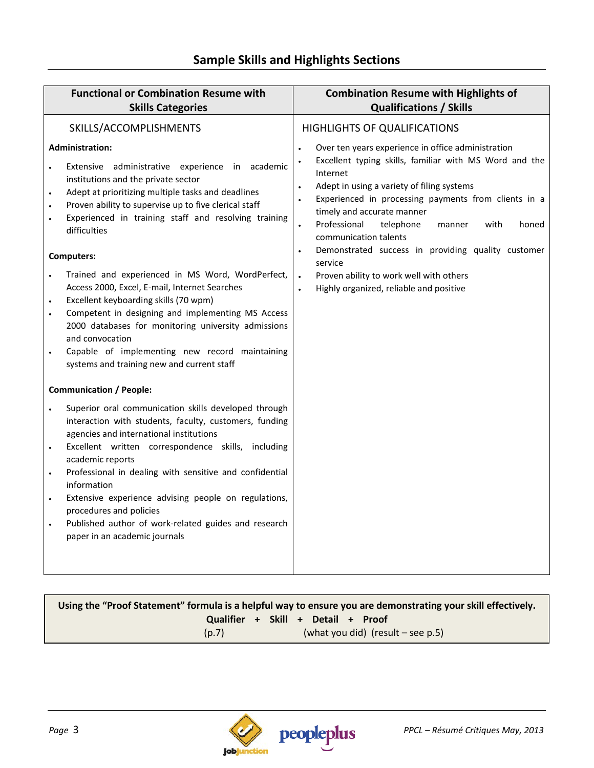# Sample Skills and Highlights Sections

## Functional or Combination Resume with Skills Categories

SKILLS/ACCOMPLISHMENTS

**Administration:**

- Extensive administrative experience in academic institutions and the private sector
- Adept at prioritizing multiple tasks and deadlines
- Proven ability to supervise up to five clerical staff
- Experienced in training staff and resolving training difficulties

**Computers:**

- Trained and experienced in MS Word, WordPerfect, Access 2000, Excel, E-mail, Internet Searches
- Excellent keyboarding skills (70 wpm)
- Competent in designing and implementing MS Access 2000 databases for monitoring university admissions and convocation
- Capable of implementing new record maintaining systems and training new and current staff

**Communication / People:**

- Superior oral communication skills developed through interaction with students, faculty, customers, funding agencies and international institutions
- Excellent written correspondence skills, including academic reports
- Professional in dealing with sensitive and confidential information
- Extensive experience advising people on regulations, procedures and policies
- Published author of work-related guides and research paper in an academic journals

## Combination Resume with Highlights of Qualifications / Skills

HIGHLIGHTS OF QUALIFICATIONS

- Over ten years experience in office administration
- Excellent typing skills, familiar with MS Word and the Internet
- Adept in using a variety of filing systems
- Experienced in processing payments from clients in a timely and accurate manner
- Professional telephone manner with honed communication talents
- Demonstrated success in providing quality customer service
- Proven ability to work well with others
- Highly organized, reliable and positive

---

**Using the "Proof Statement" formula is a helpful way to ensure you are demonstrating your skill effectively.**

**Qualifier + Skill + Detail + Proof**

(p.7) (what you did) (result – see p.5)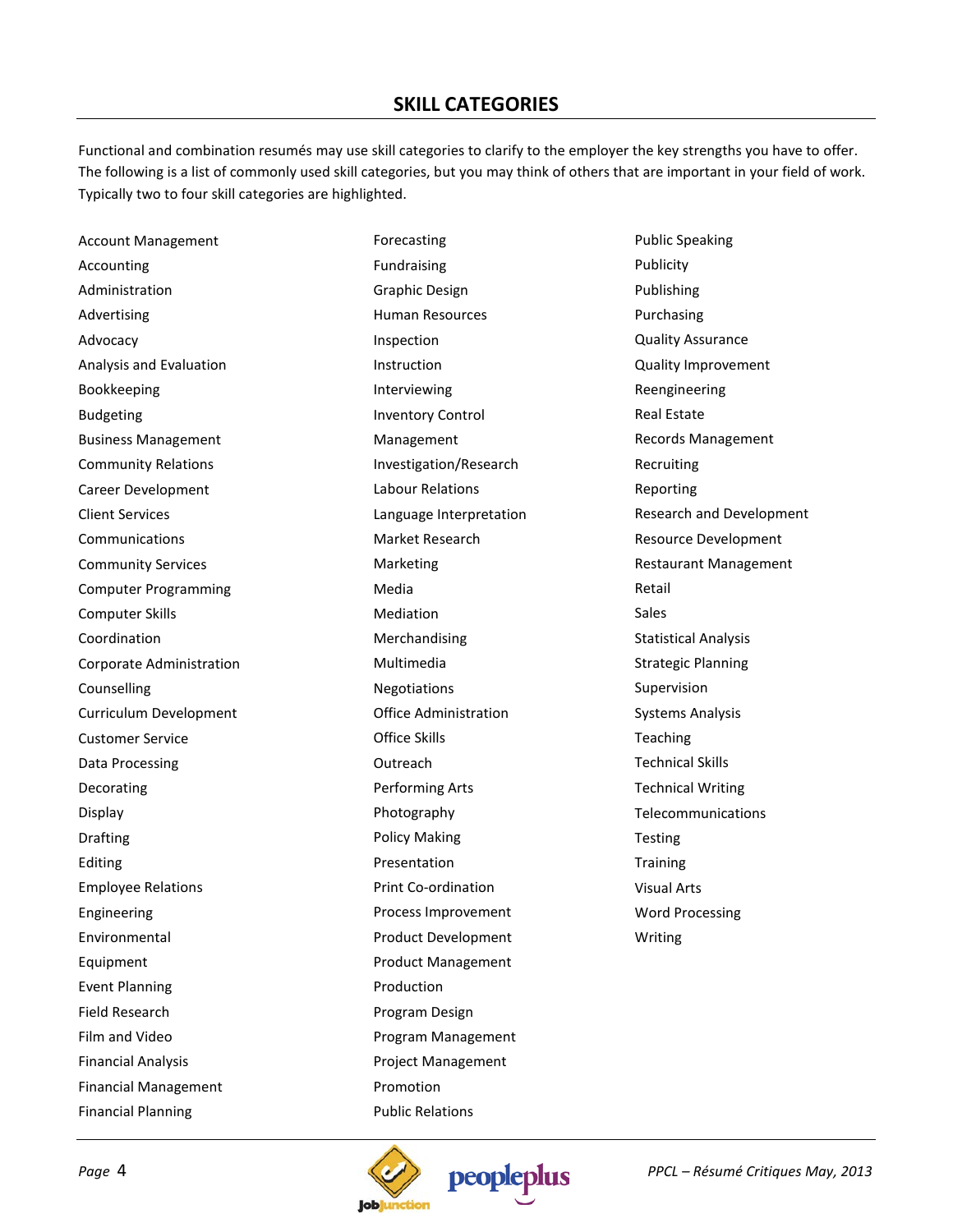## SKILL CATEGORIES

Functional and combination resumés may use skill categories to clarify to the employer the key strengths you have to offer. The following is a list of commonly used skill categories, but you may think of others that are important in your field of work. Typically two to four skill categories are highlighted.

Account Management
Accounting
Administration
Advertising
Advocacy
Analysis and Evaluation
Bookkeeping
Budgeting
Business Management
Community Relations
Career Development
Client Services
Communications
Community Services
Computer Programming
Computer Skills
Coordination
Corporate Administration
Counselling
Curriculum Development
Customer Service
Data Processing
Decorating
Display
Drafting
Editing
Employee Relations
Engineering
Environmental
Equipment
Event Planning
Field Research
Film and Video
Financial Analysis
Financial Management
Financial Planning
Forecasting
Fundraising
Graphic Design
Human Resources
Inspection
Instruction
Interviewing
Inventory Control
Management
Investigation/Research
Labour Relations
Language Interpretation
Market Research
Marketing
Media
Mediation
Merchandising
Multimedia
Negotiations
Office Administration
Office Skills
Outreach
Performing Arts
Photography
Policy Making
Presentation
Print Co-ordination
Process Improvement
Product Development
Product Management
Production
Program Design
Program Management
Project Management
Promotion
Public Relations
Public Speaking
Publicity
Publishing
Purchasing
Quality Assurance
Quality Improvement
Reengineering
Real Estate
Records Management
Recruiting
Reporting
Research and Development
Resource Development
Restaurant Management
Retail
Sales
Statistical Analysis
Strategic Planning
Supervision
Systems Analysis
Teaching
Technical Skills
Technical Writing
Telecommunications
Testing
Training
Visual Arts
Word Processing
Writing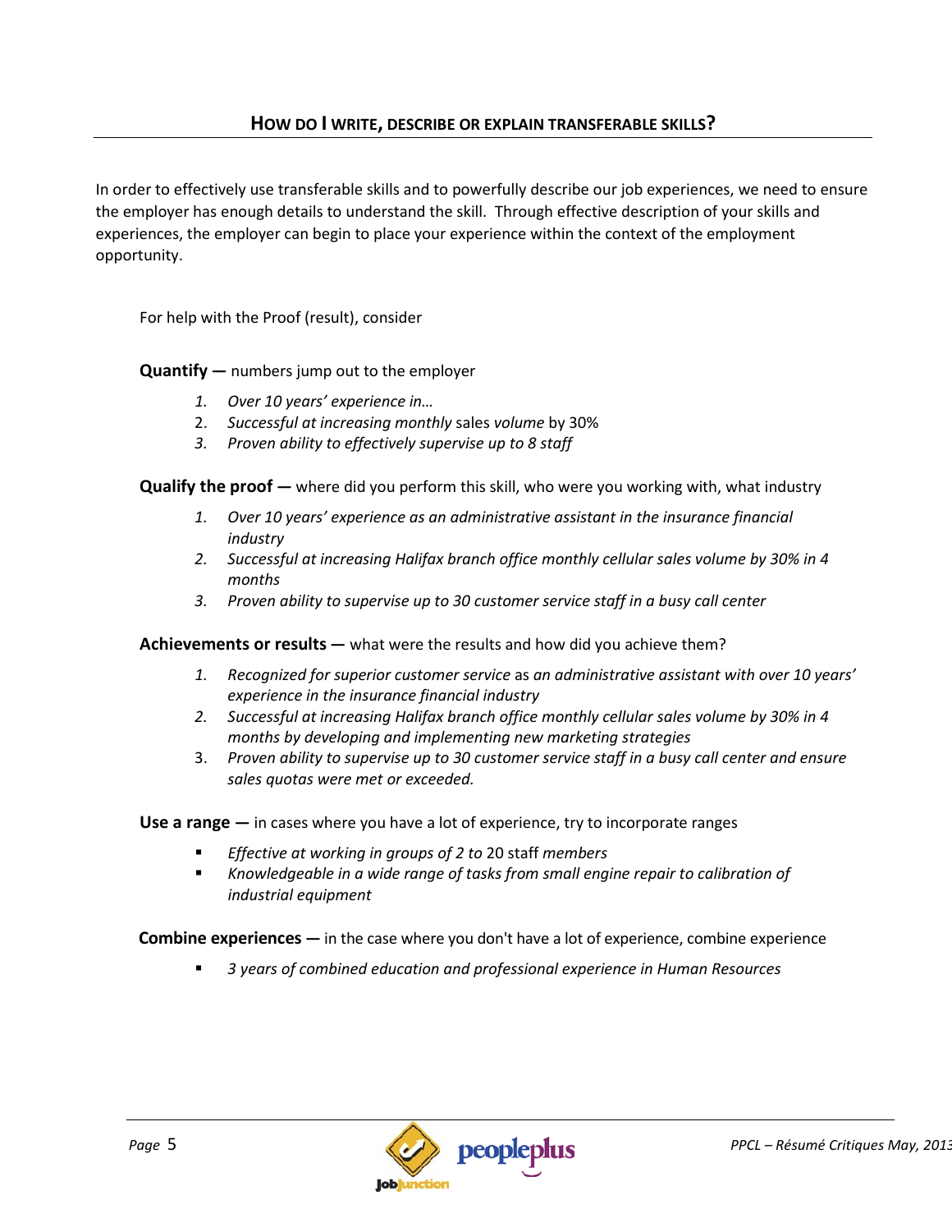## How do I write, describe or explain transferable skills?

In order to effectively use transferable skills and to powerfully describe our job experiences, we need to ensure the employer has enough details to understand the skill. Through effective description of your skills and experiences, the employer can begin to place your experience within the context of the employment opportunity.

For help with the Proof (result), consider

**Quantify —** numbers jump out to the employer

1. *Over 10 years' experience in…*
2. *Successful at increasing monthly* sales *volume* by 30%
3. *Proven ability to effectively supervise up to 8 staff*

**Qualify the proof —** where did you perform this skill, who were you working with, what industry

1. *Over 10 years' experience as an administrative assistant in the insurance financial industry*
2. *Successful at increasing Halifax branch office monthly cellular sales volume by 30% in 4 months*
3. *Proven ability to supervise up to 30 customer service staff in a busy call center*

**Achievements or results —** what were the results and how did you achieve them?

1. *Recognized for superior customer service* as *an administrative assistant with over 10 years' experience in the insurance financial industry*
2. *Successful at increasing Halifax branch office monthly cellular sales volume by 30% in 4 months by developing and implementing new marketing strategies*
3. *Proven ability to supervise up to 30 customer service staff in a busy call center and ensure sales quotas were met or exceeded.*

**Use a range —** in cases where you have a lot of experience, try to incorporate ranges

- *Effective at working in groups of 2 to* 20 staff *members*
- *Knowledgeable in a wide range of tasks from small engine repair to calibration of industrial equipment*

**Combine experiences —** in the case where you don't have a lot of experience, combine experience

- *3 years of combined education and professional experience in Human Resources*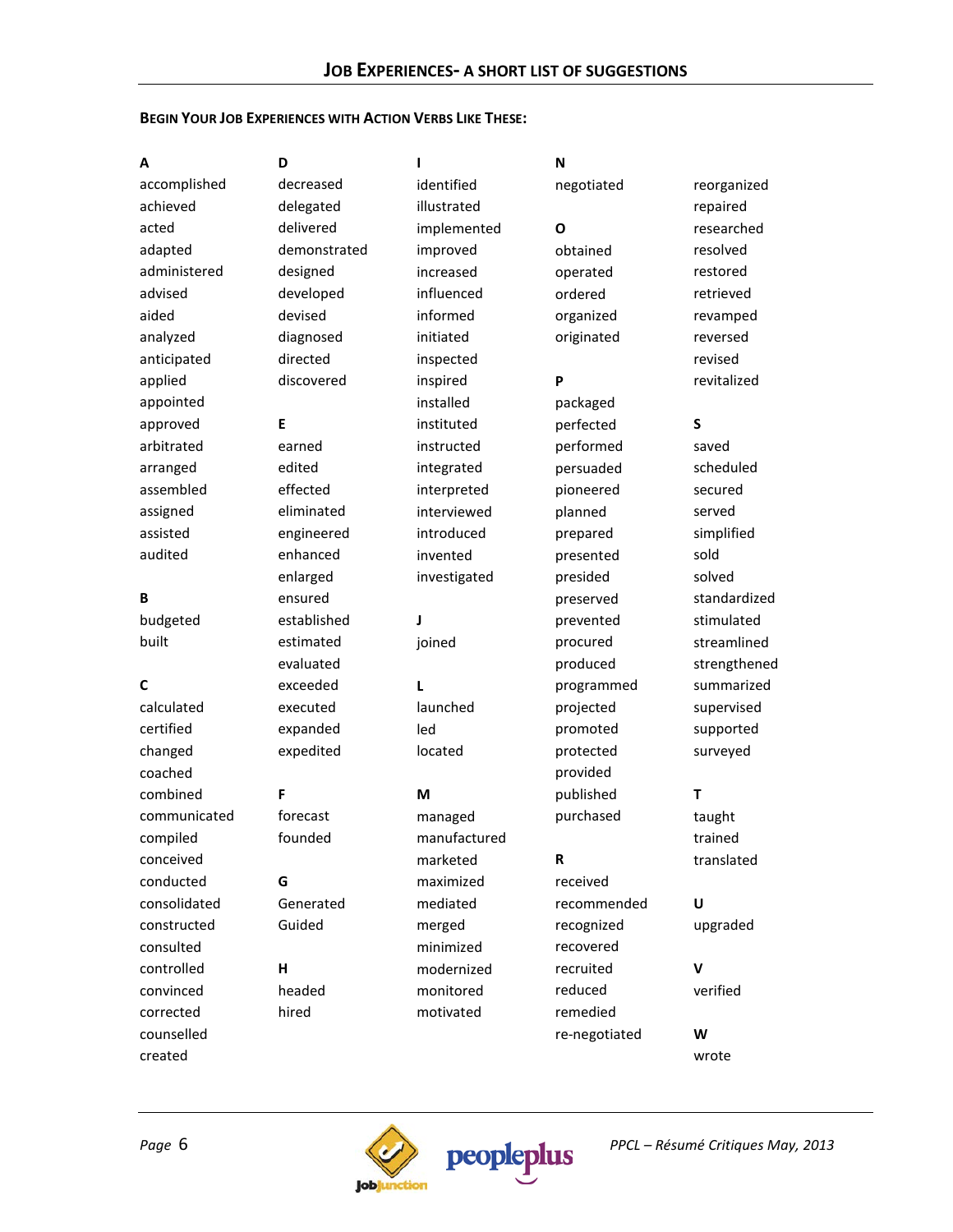# JOB EXPERIENCES- A SHORT LIST OF SUGGESTIONS

**BEGIN YOUR JOB EXPERIENCES WITH ACTION VERBS LIKE THESE:**

**A**
accomplished
achieved
acted
adapted
administered
advised
aided
analyzed
anticipated
applied
appointed
approved
arbitrated
arranged
assembled
assigned
assisted
audited

**B**
budgeted
built

**C**
calculated
certified
changed
coached
combined
communicated
compiled
conceived
conducted
consolidated
constructed
consulted
controlled
convinced
corrected
counselled
created

**D**
decreased
delegated
delivered
demonstrated
designed
developed
devised
diagnosed
directed
discovered

**E**
earned
edited
effected
eliminated
engineered
enhanced
enlarged
ensured
established
estimated
evaluated
exceeded
executed
expanded
expedited

**F**
forecast
founded

**G**
Generated
Guided

**H**
headed
hired

**I**
identified
illustrated
implemented
improved
increased
influenced
informed
initiated
inspected
inspired
installed
instituted
instructed
integrated
interpreted
interviewed
introduced
invented
investigated

**J**
joined

**L**
launched
led
located

**M**
managed
manufactured
marketed
maximized
mediated
merged
minimized
modernized
monitored
motivated

**N**
negotiated

**O**
obtained
operated
ordered
organized
originated

**P**
packaged
perfected
performed
persuaded
pioneered
planned
prepared
presented
presided
preserved
prevented
procured
produced
programmed
projected
promoted
protected
provided
published
purchased

**R**
received
recommended
recognized
recovered
recruited
reduced
remedied
re-negotiated
reorganized
repaired
researched
resolved
restored
retrieved
revamped
reversed
revised
revitalized

**S**
saved
scheduled
secured
served
simplified
sold
solved
standardized
stimulated
streamlined
strengthened
summarized
supervised
supported
surveyed

**T**
taught
trained
translated

**U**
upgraded

**V**
verified

**W**
wrote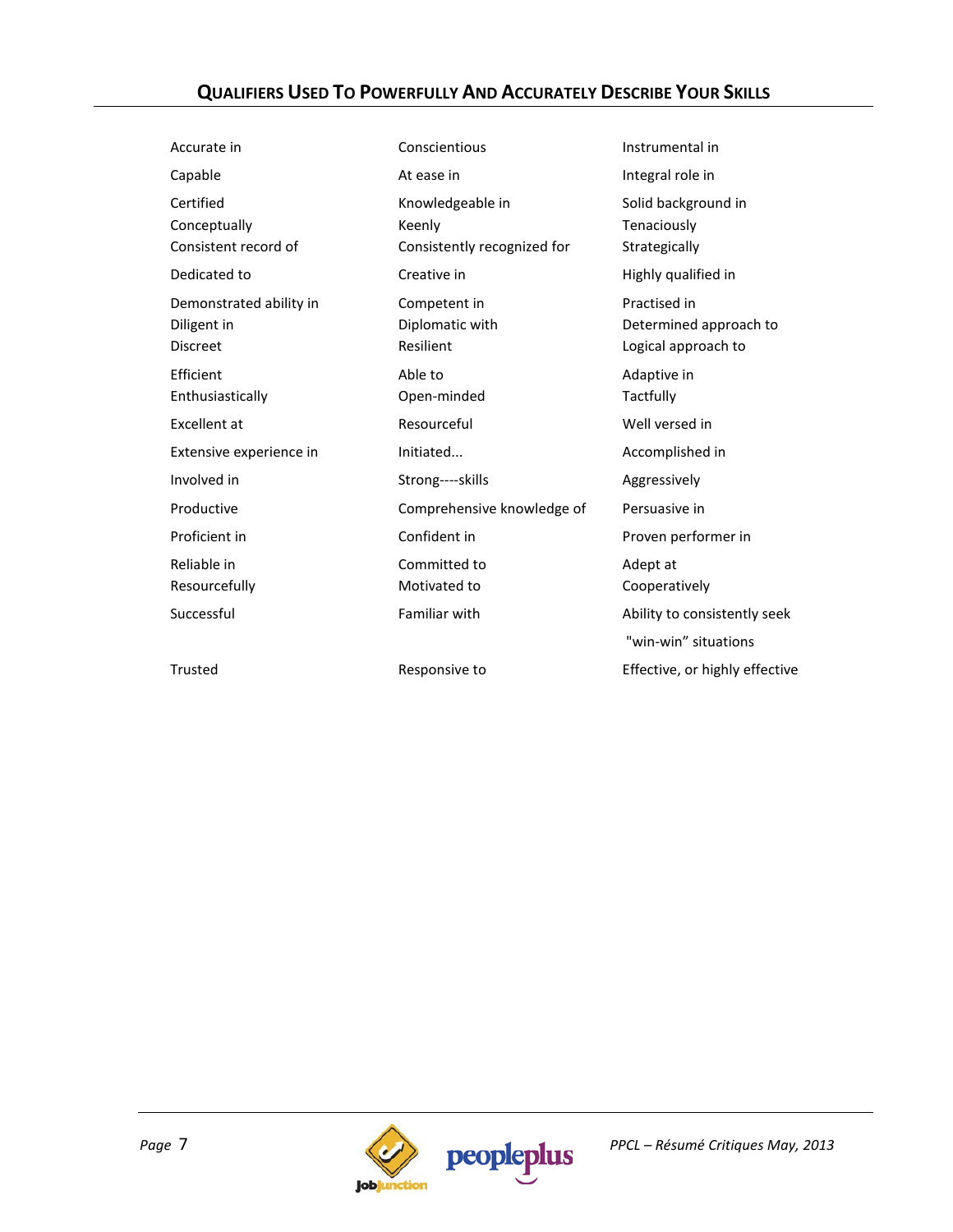## Qualifiers Used To Powerfully And Accurately Describe Your Skills

- Accurate in
- Capable
- Certified
- Conceptually
- Consistent record of
- Dedicated to
- Demonstrated ability in
- Diligent in
- Discreet
- Efficient
- Enthusiastically
- Excellent at
- Extensive experience in
- Involved in
- Productive
- Proficient in
- Reliable in
- Resourcefully
- Successful
- Trusted
- Conscientious
- At ease in
- Knowledgeable in
- Keenly
- Consistently recognized for
- Creative in
- Competent in
- Diplomatic with
- Resilient
- Able to
- Open-minded
- Resourceful
- Initiated...
- Strong----skills
- Comprehensive knowledge of
- Confident in
- Committed to
- Motivated to
- Familiar with
- Responsive to
- Instrumental in
- Integral role in
- Solid background in
- Tenaciously
- Strategically
- Highly qualified in
- Practised in
- Determined approach to
- Logical approach to
- Adaptive in
- Tactfully
- Well versed in
- Accomplished in
- Aggressively
- Persuasive in
- Proven performer in
- Adept at
- Cooperatively
- Ability to consistently seek "win-win" situations
- Effective, or highly effective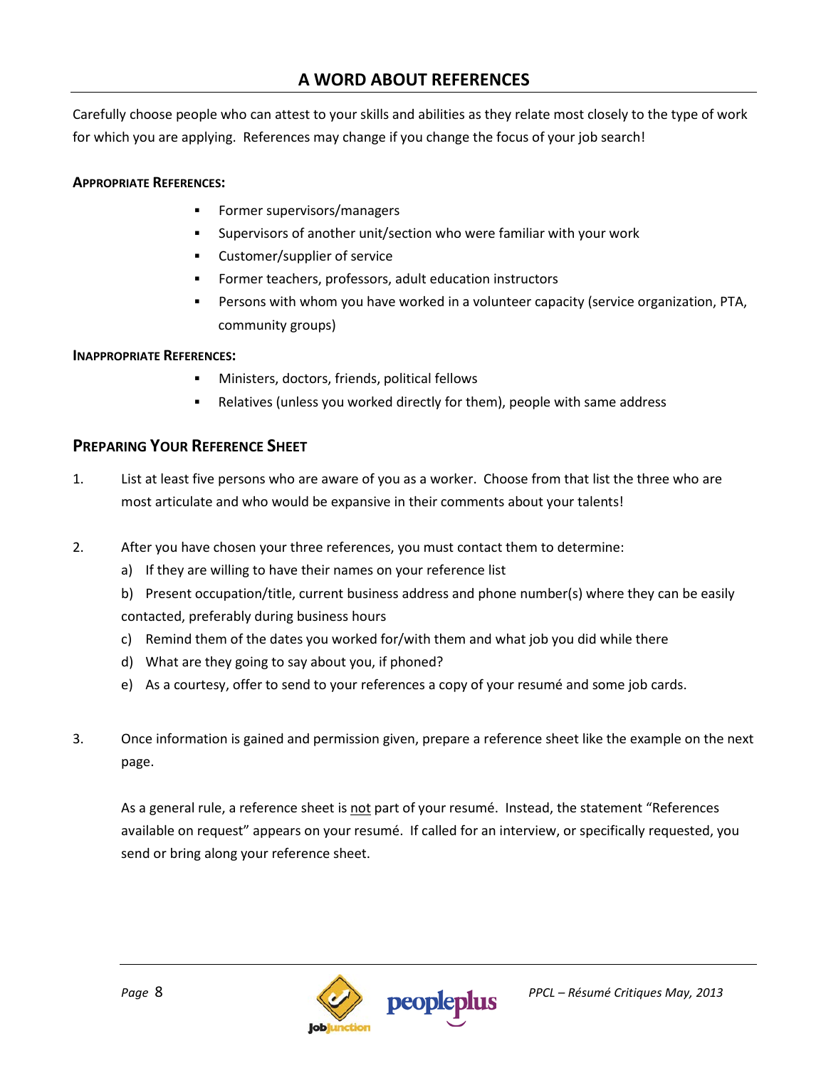# A WORD ABOUT REFERENCES

Carefully choose people who can attest to your skills and abilities as they relate most closely to the type of work for which you are applying. References may change if you change the focus of your job search!

**APPROPRIATE REFERENCES:**

- Former supervisors/managers
- Supervisors of another unit/section who were familiar with your work
- Customer/supplier of service
- Former teachers, professors, adult education instructors
- Persons with whom you have worked in a volunteer capacity (service organization, PTA, community groups)

**INAPPROPRIATE REFERENCES:**

- Ministers, doctors, friends, political fellows
- Relatives (unless you worked directly for them), people with same address

## PREPARING YOUR REFERENCE SHEET

1. List at least five persons who are aware of you as a worker. Choose from that list the three who are most articulate and who would be expansive in their comments about your talents!

2. After you have chosen your three references, you must contact them to determine:
   a) If they are willing to have their names on your reference list
   b) Present occupation/title, current business address and phone number(s) where they can be easily contacted, preferably during business hours
   c) Remind them of the dates you worked for/with them and what job you did while there
   d) What are they going to say about you, if phoned?
   e) As a courtesy, offer to send to your references a copy of your resumé and some job cards.

3. Once information is gained and permission given, prepare a reference sheet like the example on the next page.

   As a general rule, a reference sheet is not part of your resumé. Instead, the statement "References available on request" appears on your resumé. If called for an interview, or specifically requested, you send or bring along your reference sheet.